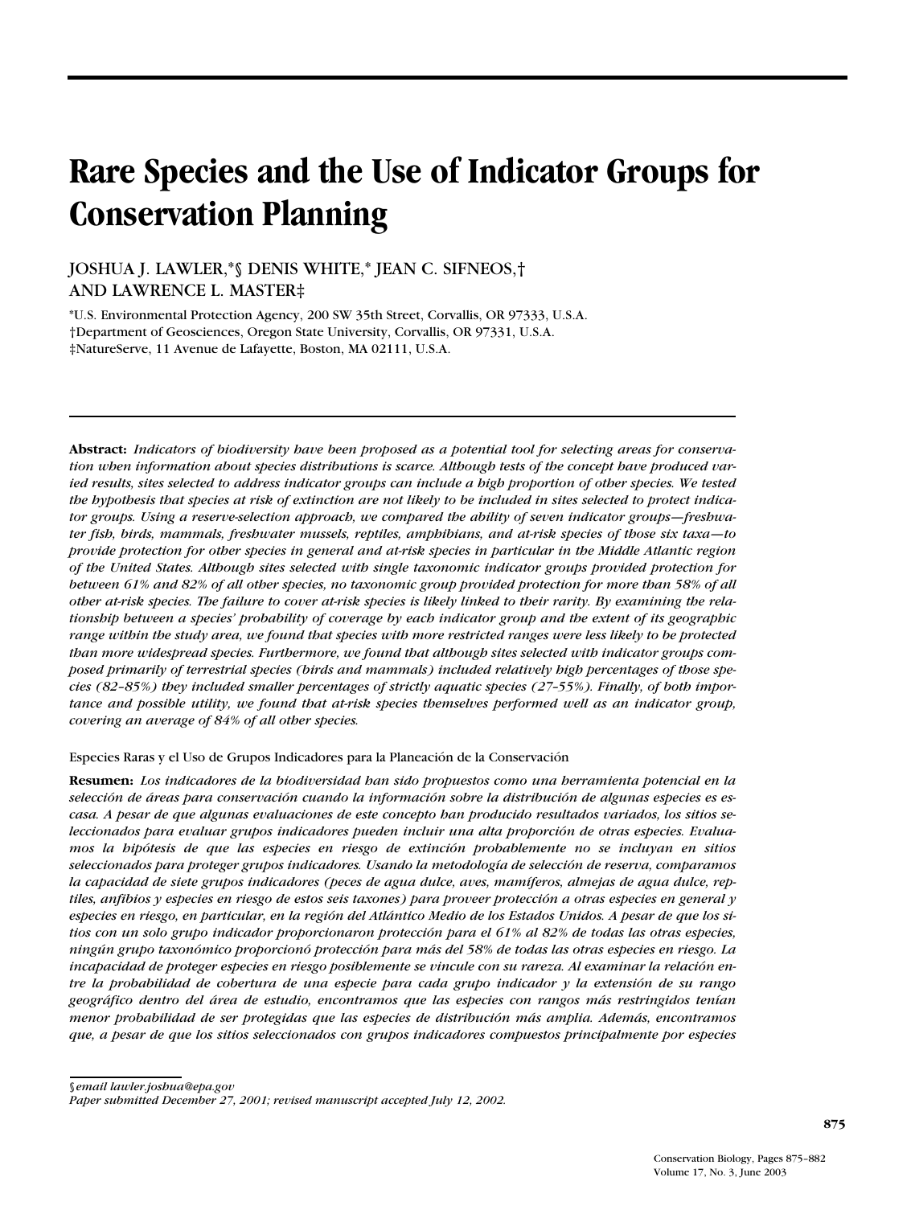# Rare Species and the Use of Indicator Groups for Conservation Planning

JOSHUA J. LAWLER,*§ DENIS WHITE,* JEAN C. SIFNEOS,† AND LAWRENCE L. MASTER‡

*U.S. Environmental Protection Agency, 200 SW 35th Street, Corvallis, OR 97333, U.S.A.
†Department of Geosciences, Oregon State University, Corvallis, OR 97331, U.S.A.
‡NatureServe, 11 Avenue de Lafayette, Boston, MA 02111, U.S.A.

**Abstract:** *Indicators of biodiversity have been proposed as a potential tool for selecting areas for conservation when information about species distributions is scarce. Although tests of the concept have produced varied results, sites selected to address indicator groups can include a high proportion of other species. We tested the hypothesis that species at risk of extinction are not likely to be included in sites selected to protect indicator groups. Using a reserve-selection approach, we compared the ability of seven indicator groups—freshwater fish, birds, mammals, freshwater mussels, reptiles, amphibians, and at-risk species of those six taxa—to provide protection for other species in general and at-risk species in particular in the Middle Atlantic region of the United States. Although sites selected with single taxonomic indicator groups provided protection for between 61% and 82% of all other species, no taxonomic group provided protection for more than 58% of all other at-risk species. The failure to cover at-risk species is likely linked to their rarity. By examining the relationship between a species' probability of coverage by each indicator group and the extent of its geographic range within the study area, we found that species with more restricted ranges were less likely to be protected than more widespread species. Furthermore, we found that although sites selected with indicator groups composed primarily of terrestrial species (birds and mammals) included relatively high percentages of those species (82–85%) they included smaller percentages of strictly aquatic species (27–55%). Finally, of both importance and possible utility, we found that at-risk species themselves performed well as an indicator group, covering an average of 84% of all other species.*

Especies Raras y el Uso de Grupos Indicadores para la Planeación de la Conservación

**Resumen:** *Los indicadores de la biodiversidad han sido propuestos como una herramienta potencial en la selección de áreas para conservación cuando la información sobre la distribución de algunas especies es escasa. A pesar de que algunas evaluaciones de este concepto han producido resultados variados, los sitios seleccionados para evaluar grupos indicadores pueden incluir una alta proporción de otras especies. Evaluamos la hipótesis de que las especies en riesgo de extinción probablemente no se incluyan en sitios seleccionados para proteger grupos indicadores. Usando la metodología de selección de reserva, comparamos la capacidad de siete grupos indicadores (peces de agua dulce, aves, mamíferos, almejas de agua dulce, reptiles, anfibios y especies en riesgo de estos seis taxones) para proveer protección a otras especies en general y especies en riesgo, en particular, en la región del Atlántico Medio de los Estados Unidos. A pesar de que los sitios con un solo grupo indicador proporcionaron protección para el 61% al 82% de todas las otras especies, ningún grupo taxonómico proporcionó protección para más del 58% de todas las otras especies en riesgo. La incapacidad de proteger especies en riesgo posiblemente se vincule con su rareza. Al examinar la relación entre la probabilidad de cobertura de una especie para cada grupo indicador y la extensión de su rango geográfico dentro del área de estudio, encontramos que las especies con rangos más restringidos tenían menor probabilidad de ser protegidas que las especies de distribución más amplia. Además, encontramos que, a pesar de que los sitios seleccionados con grupos indicadores compuestos principalmente por especies*

§*email lawler.joshua@epa.gov*
*Paper submitted December 27, 2001; revised manuscript accepted July 12, 2002.*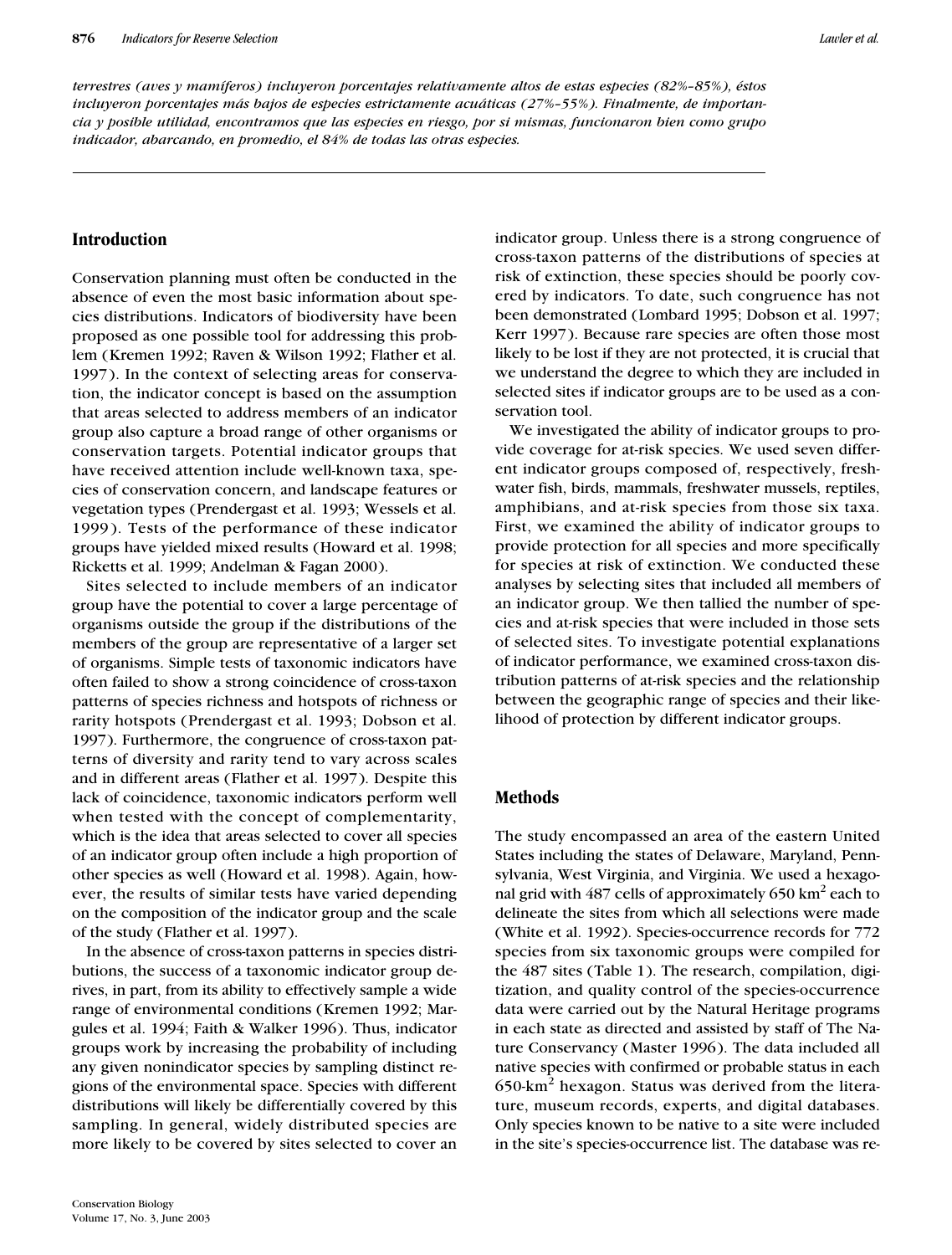*terrestres (aves y mamíferos) incluyeron porcentajes relativamente altos de estas especies (82%–85%), éstos incluyeron porcentajes más bajos de especies estrictamente acuáticas (27%–55%). Finalmente, de importancia y posible utilidad, encontramos que las especies en riesgo, por si mismas, funcionaron bien como grupo indicador, abarcando, en promedio, el 84% de todas las otras especies.*

## Introduction

Conservation planning must often be conducted in the absence of even the most basic information about species distributions. Indicators of biodiversity have been proposed as one possible tool for addressing this problem (Kremen 1992; Raven & Wilson 1992; Flather et al. 1997). In the context of selecting areas for conservation, the indicator concept is based on the assumption that areas selected to address members of an indicator group also capture a broad range of other organisms or conservation targets. Potential indicator groups that have received attention include well-known taxa, species of conservation concern, and landscape features or vegetation types (Prendergast et al. 1993; Wessels et al. 1999). Tests of the performance of these indicator groups have yielded mixed results (Howard et al. 1998; Ricketts et al. 1999; Andelman & Fagan 2000).

Sites selected to include members of an indicator group have the potential to cover a large percentage of organisms outside the group if the distributions of the members of the group are representative of a larger set of organisms. Simple tests of taxonomic indicators have often failed to show a strong coincidence of cross-taxon patterns of species richness and hotspots of richness or rarity hotspots (Prendergast et al. 1993; Dobson et al. 1997). Furthermore, the congruence of cross-taxon patterns of diversity and rarity tend to vary across scales and in different areas (Flather et al. 1997). Despite this lack of coincidence, taxonomic indicators perform well when tested with the concept of complementarity, which is the idea that areas selected to cover all species of an indicator group often include a high proportion of other species as well (Howard et al. 1998). Again, however, the results of similar tests have varied depending on the composition of the indicator group and the scale of the study (Flather et al. 1997).

In the absence of cross-taxon patterns in species distributions, the success of a taxonomic indicator group derives, in part, from its ability to effectively sample a wide range of environmental conditions (Kremen 1992; Margules et al. 1994; Faith & Walker 1996). Thus, indicator groups work by increasing the probability of including any given nonindicator species by sampling distinct regions of the environmental space. Species with different distributions will likely be differentially covered by this sampling. In general, widely distributed species are more likely to be covered by sites selected to cover an indicator group. Unless there is a strong congruence of cross-taxon patterns of the distributions of species at risk of extinction, these species should be poorly covered by indicators. To date, such congruence has not been demonstrated (Lombard 1995; Dobson et al. 1997; Kerr 1997). Because rare species are often those most likely to be lost if they are not protected, it is crucial that we understand the degree to which they are included in selected sites if indicator groups are to be used as a conservation tool.

We investigated the ability of indicator groups to provide coverage for at-risk species. We used seven different indicator groups composed of, respectively, freshwater fish, birds, mammals, freshwater mussels, reptiles, amphibians, and at-risk species from those six taxa. First, we examined the ability of indicator groups to provide protection for all species and more specifically for species at risk of extinction. We conducted these analyses by selecting sites that included all members of an indicator group. We then tallied the number of species and at-risk species that were included in those sets of selected sites. To investigate potential explanations of indicator performance, we examined cross-taxon distribution patterns of at-risk species and the relationship between the geographic range of species and their likelihood of protection by different indicator groups.

## Methods

The study encompassed an area of the eastern United States including the states of Delaware, Maryland, Pennsylvania, West Virginia, and Virginia. We used a hexagonal grid with 487 cells of approximately 650 km$^2$ each to delineate the sites from which all selections were made (White et al. 1992). Species-occurrence records for 772 species from six taxonomic groups were compiled for the 487 sites (Table 1). The research, compilation, digitization, and quality control of the species-occurrence data were carried out by the Natural Heritage programs in each state as directed and assisted by staff of The Nature Conservancy (Master 1996). The data included all native species with confirmed or probable status in each 650-km$^2$ hexagon. Status was derived from the literature, museum records, experts, and digital databases. Only species known to be native to a site were included in the site's species-occurrence list. The database was re-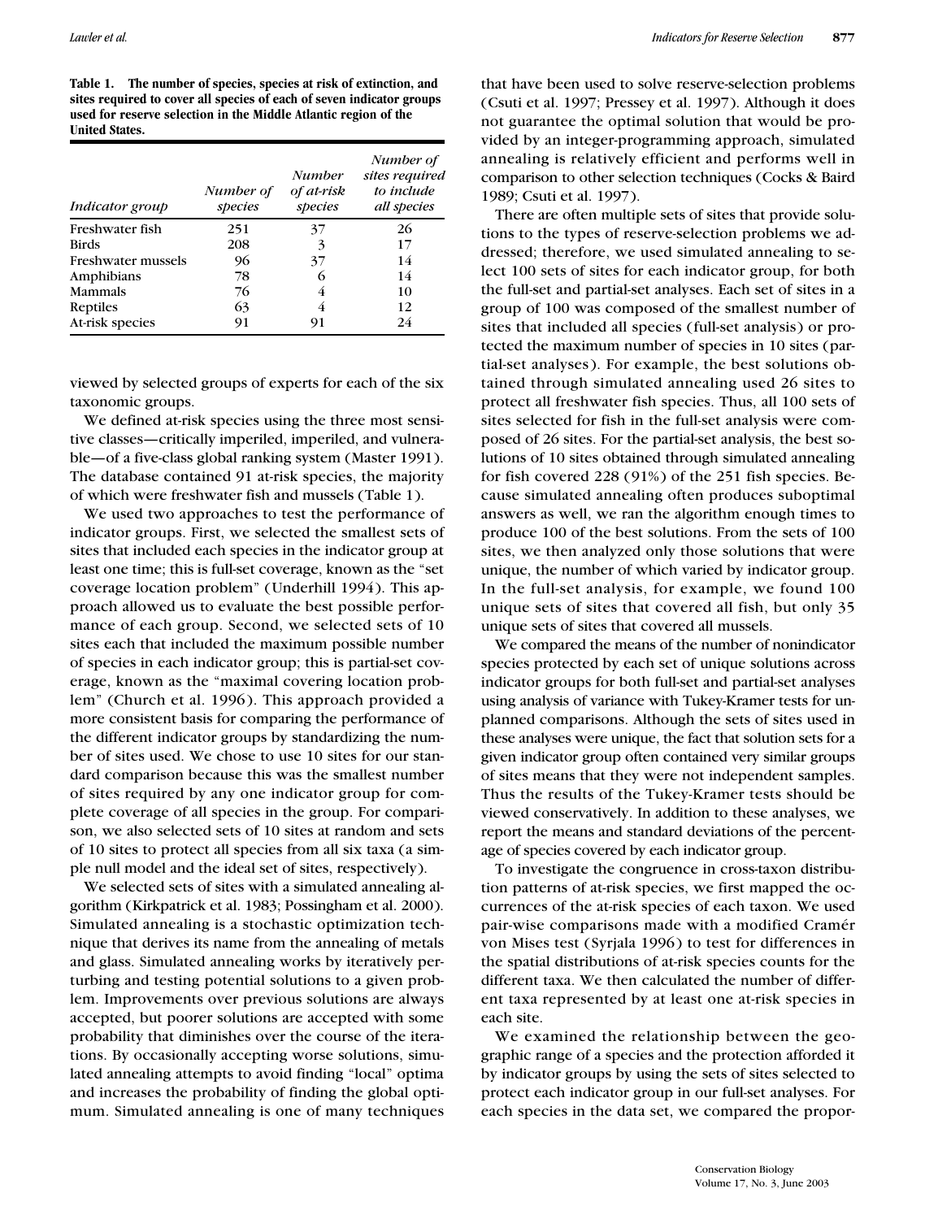**Table 1. The number of species, species at risk of extinction, and sites required to cover all species of each of seven indicator groups used for reserve selection in the Middle Atlantic region of the United States.**

| *Indicator group* | *Number of species* | *Number of at-risk species* | *Number of sites required to include all species* |
|---|---|---|---|
| Freshwater fish | 251 | 37 | 26 |
| Birds | 208 | 3 | 17 |
| Freshwater mussels | 96 | 37 | 14 |
| Amphibians | 78 | 6 | 14 |
| Mammals | 76 | 4 | 10 |
| Reptiles | 63 | 4 | 12 |
| At-risk species | 91 | 91 | 24 |

viewed by selected groups of experts for each of the six taxonomic groups.

We defined at-risk species using the three most sensitive classes—critically imperiled, imperiled, and vulnerable—of a five-class global ranking system (Master 1991). The database contained 91 at-risk species, the majority of which were freshwater fish and mussels (Table 1).

We used two approaches to test the performance of indicator groups. First, we selected the smallest sets of sites that included each species in the indicator group at least one time; this is full-set coverage, known as the "set coverage location problem" (Underhill 1994). This approach allowed us to evaluate the best possible performance of each group. Second, we selected sets of 10 sites each that included the maximum possible number of species in each indicator group; this is partial-set coverage, known as the "maximal covering location problem" (Church et al. 1996). This approach provided a more consistent basis for comparing the performance of the different indicator groups by standardizing the number of sites used. We chose to use 10 sites for our standard comparison because this was the smallest number of sites required by any one indicator group for complete coverage of all species in the group. For comparison, we also selected sets of 10 sites at random and sets of 10 sites to protect all species from all six taxa (a simple null model and the ideal set of sites, respectively).

We selected sets of sites with a simulated annealing algorithm (Kirkpatrick et al. 1983; Possingham et al. 2000). Simulated annealing is a stochastic optimization technique that derives its name from the annealing of metals and glass. Simulated annealing works by iteratively perturbing and testing potential solutions to a given problem. Improvements over previous solutions are always accepted, but poorer solutions are accepted with some probability that diminishes over the course of the iterations. By occasionally accepting worse solutions, simulated annealing attempts to avoid finding "local" optima and increases the probability of finding the global optimum. Simulated annealing is one of many techniques that have been used to solve reserve-selection problems (Csuti et al. 1997; Pressey et al. 1997). Although it does not guarantee the optimal solution that would be provided by an integer-programming approach, simulated annealing is relatively efficient and performs well in comparison to other selection techniques (Cocks & Baird 1989; Csuti et al. 1997).

There are often multiple sets of sites that provide solutions to the types of reserve-selection problems we addressed; therefore, we used simulated annealing to select 100 sets of sites for each indicator group, for both the full-set and partial-set analyses. Each set of sites in a group of 100 was composed of the smallest number of sites that included all species (full-set analysis) or protected the maximum number of species in 10 sites (partial-set analyses). For example, the best solutions obtained through simulated annealing used 26 sites to protect all freshwater fish species. Thus, all 100 sets of sites selected for fish in the full-set analysis were composed of 26 sites. For the partial-set analysis, the best solutions of 10 sites obtained through simulated annealing for fish covered 228 (91%) of the 251 fish species. Because simulated annealing often produces suboptimal answers as well, we ran the algorithm enough times to produce 100 of the best solutions. From the sets of 100 sites, we then analyzed only those solutions that were unique, the number of which varied by indicator group. In the full-set analysis, for example, we found 100 unique sets of sites that covered all fish, but only 35 unique sets of sites that covered all mussels.

We compared the means of the number of nonindicator species protected by each set of unique solutions across indicator groups for both full-set and partial-set analyses using analysis of variance with Tukey-Kramer tests for unplanned comparisons. Although the sets of sites used in these analyses were unique, the fact that solution sets for a given indicator group often contained very similar groups of sites means that they were not independent samples. Thus the results of the Tukey-Kramer tests should be viewed conservatively. In addition to these analyses, we report the means and standard deviations of the percentage of species covered by each indicator group.

To investigate the congruence in cross-taxon distribution patterns of at-risk species, we first mapped the occurrences of the at-risk species of each taxon. We used pair-wise comparisons made with a modified Cramér von Mises test (Syrjala 1996) to test for differences in the spatial distributions of at-risk species counts for the different taxa. We then calculated the number of different taxa represented by at least one at-risk species in each site.

We examined the relationship between the geographic range of a species and the protection afforded it by indicator groups by using the sets of sites selected to protect each indicator group in our full-set analyses. For each species in the data set, we compared the propor-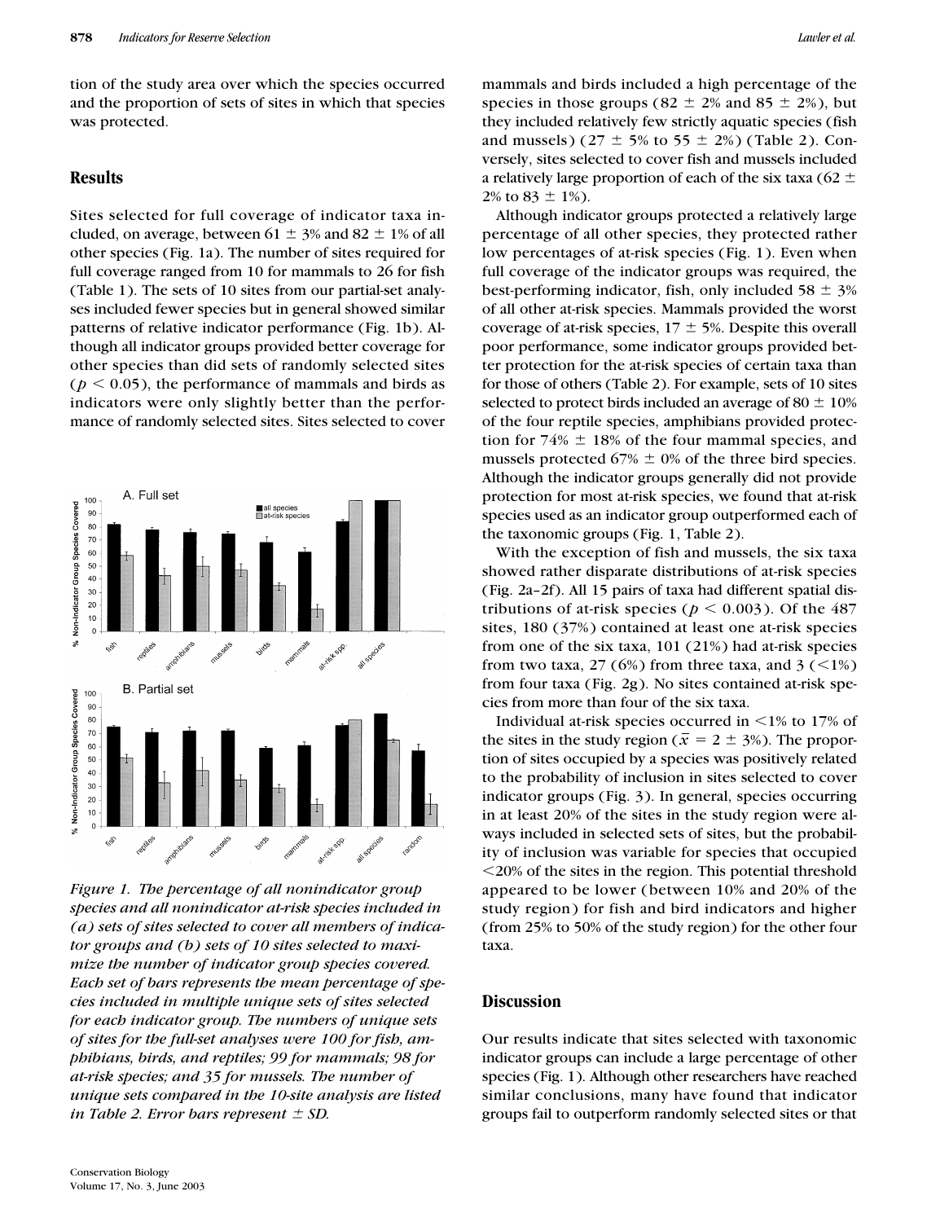tion of the study area over which the species occurred and the proportion of sets of sites in which that species was protected.

## Results

Sites selected for full coverage of indicator taxa included, on average, between 61 ± 3% and 82 ± 1% of all other species (Fig. 1a). The number of sites required for full coverage ranged from 10 for mammals to 26 for fish (Table 1). The sets of 10 sites from our partial-set analyses included fewer species but in general showed similar patterns of relative indicator performance (Fig. 1b). Although all indicator groups provided better coverage for other species than did sets of randomly selected sites ($p < 0.05$), the performance of mammals and birds as indicators were only slightly better than the performance of randomly selected sites. Sites selected to cover mammals and birds included a high percentage of the species in those groups (82 ± 2% and 85 ± 2%), but they included relatively few strictly aquatic species (fish and mussels) (27 ± 5% to 55 ± 2%) (Table 2). Conversely, sites selected to cover fish and mussels included a relatively large proportion of each of the six taxa (62 ± 2% to 83 ± 1%).

Although indicator groups protected a relatively large percentage of all other species, they protected rather low percentages of at-risk species (Fig. 1). Even when full coverage of the indicator groups was required, the best-performing indicator, fish, only included 58 ± 3% of all other at-risk species. Mammals provided the worst coverage of at-risk species, 17 ± 5%. Despite this overall poor performance, some indicator groups provided better protection for the at-risk species of certain taxa than for those of others (Table 2). For example, sets of 10 sites selected to protect birds included an average of 80 ± 10% of the four reptile species, amphibians provided protection for 74% ± 18% of the four mammal species, and mussels protected 67% ± 0% of the three bird species. Although the indicator groups generally did not provide protection for most at-risk species, we found that at-risk species used as an indicator group outperformed each of the taxonomic groups (Fig. 1, Table 2).

With the exception of fish and mussels, the six taxa showed rather disparate distributions of at-risk species (Fig. 2a–2f). All 15 pairs of taxa had different spatial distributions of at-risk species ($p < 0.003$). Of the 487 sites, 180 (37%) contained at least one at-risk species from one of the six taxa, 101 (21%) had at-risk species from two taxa, 27 (6%) from three taxa, and 3 (<1%) from four taxa (Fig. 2g). No sites contained at-risk species from more than four of the six taxa.

Individual at-risk species occurred in <1% to 17% of the sites in the study region ($\bar{x} = 2 \pm 3\%$). The proportion of sites occupied by a species was positively related to the probability of inclusion in sites selected to cover indicator groups (Fig. 3). In general, species occurring in at least 20% of the sites in the study region were always included in selected sets of sites, but the probability of inclusion was variable for species that occupied <20% of the sites in the region. This potential threshold appeared to be lower (between 10% and 20% of the study region) for fish and bird indicators and higher (from 25% to 50% of the study region) for the other four taxa.

*Figure 1. The percentage of all nonindicator group species and all nonindicator at-risk species included in (a) sets of sites selected to cover all members of indicator groups and (b) sets of 10 sites selected to maximize the number of indicator group species covered. Each set of bars represents the mean percentage of species included in multiple unique sets of sites selected for each indicator group. The numbers of unique sets of sites for the full-set analyses were 100 for fish, amphibians, birds, and reptiles; 99 for mammals; 98 for at-risk species; and 35 for mussels. The number of unique sets compared in the 10-site analysis are listed in Table 2. Error bars represent ± SD.*

## Discussion

Our results indicate that sites selected with taxonomic indicator groups can include a large percentage of other species (Fig. 1). Although other researchers have reached similar conclusions, many have found that indicator groups fail to outperform randomly selected sites or that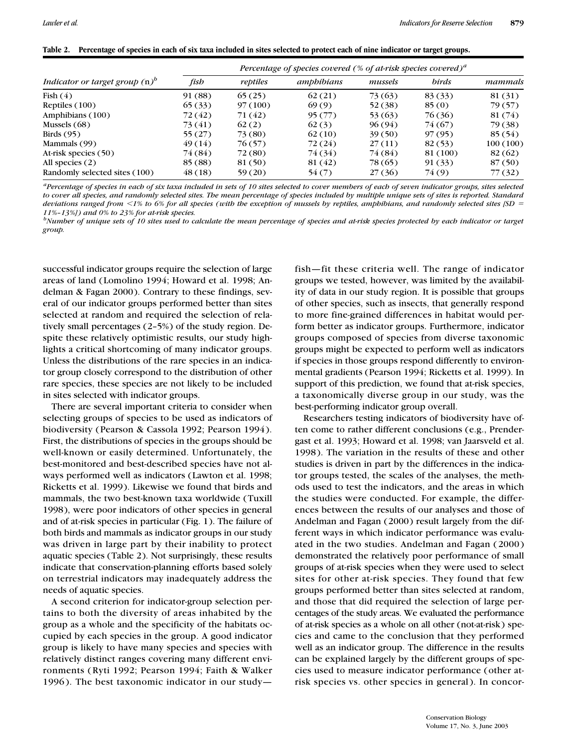**Table 2. Percentage of species in each of six taxa included in sites selected to protect each of nine indicator or target groups.**

| *Indicator or target group* (n)[b] | *Percentage of species covered (% of at-risk species covered)*[a] | | | | | |
|---|---|---|---|---|---|---|
| | *fish* | *reptiles* | *amphibians* | *mussels* | *birds* | *mammals* |
| Fish (4) | 91 (88) | 65 (25) | 62 (21) | 73 (63) | 83 (33) | 81 (31) |
| Reptiles (100) | 65 (33) | 97 (100) | 69 (9) | 52 (38) | 85 (0) | 79 (57) |
| Amphibians (100) | 72 (42) | 71 (42) | 95 (77) | 53 (63) | 76 (36) | 81 (74) |
| Mussels (68) | 73 (41) | 62 (2) | 62 (3) | 96 (94) | 74 (67) | 79 (38) |
| Birds (95) | 55 (27) | 73 (80) | 62 (10) | 39 (50) | 97 (95) | 85 (54) |
| Mammals (99) | 49 (14) | 76 (57) | 72 (24) | 27 (11) | 82 (53) | 100 (100) |
| At-risk species (50) | 74 (84) | 72 (80) | 74 (34) | 74 (84) | 81 (100) | 82 (62) |
| All species (2) | 85 (88) | 81 (50) | 81 (42) | 78 (65) | 91 (33) | 87 (50) |
| Randomly selected sites (100) | 48 (18) | 59 (20) | 54 (7) | 27 (36) | 74 (9) | 77 (32) |

[a]*Percentage of species in each of six taxa included in sets of 10 sites selected to cover members of each of seven indicator groups, sites selected to cover all species, and randomly selected sites. The mean percentage of species included by multiple unique sets of sites is reported. Standard deviations ranged from <1% to 6% for all species (with the exception of mussels by reptiles, amphibians, and randomly selected sites [SD = 11%–13%]) and 0% to 23% for at-risk species.*

[b]*Number of unique sets of 10 sites used to calculate the mean percentage of species and at-risk species protected by each indicator or target group.*

successful indicator groups require the selection of large areas of land (Lomolino 1994; Howard et al. 1998; Andelman & Fagan 2000). Contrary to these findings, several of our indicator groups performed better than sites selected at random and required the selection of relatively small percentages (2–5%) of the study region. Despite these relatively optimistic results, our study highlights a critical shortcoming of many indicator groups. Unless the distributions of the rare species in an indicator group closely correspond to the distribution of other rare species, these species are not likely to be included in sites selected with indicator groups.

There are several important criteria to consider when selecting groups of species to be used as indicators of biodiversity (Pearson & Cassola 1992; Pearson 1994). First, the distributions of species in the groups should be well-known or easily determined. Unfortunately, the best-monitored and best-described species have not always performed well as indicators (Lawton et al. 1998; Ricketts et al. 1999). Likewise we found that birds and mammals, the two best-known taxa worldwide (Tuxill 1998), were poor indicators of other species in general and of at-risk species in particular (Fig. 1). The failure of both birds and mammals as indicator groups in our study was driven in large part by their inability to protect aquatic species (Table 2). Not surprisingly, these results indicate that conservation-planning efforts based solely on terrestrial indicators may inadequately address the needs of aquatic species.

A second criterion for indicator-group selection pertains to both the diversity of areas inhabited by the group as a whole and the specificity of the habitats occupied by each species in the group. A good indicator group is likely to have many species and species with relatively distinct ranges covering many different environments (Ryti 1992; Pearson 1994; Faith & Walker 1996). The best taxonomic indicator in our study—fish—fit these criteria well. The range of indicator groups we tested, however, was limited by the availability of data in our study region. It is possible that groups of other species, such as insects, that generally respond to more fine-grained differences in habitat would perform better as indicator groups. Furthermore, indicator groups composed of species from diverse taxonomic groups might be expected to perform well as indicators if species in those groups respond differently to environmental gradients (Pearson 1994; Ricketts et al. 1999). In support of this prediction, we found that at-risk species, a taxonomically diverse group in our study, was the best-performing indicator group overall.

Researchers testing indicators of biodiversity have often come to rather different conclusions (e.g., Prendergast et al. 1993; Howard et al. 1998; van Jaarsveld et al. 1998). The variation in the results of these and other studies is driven in part by the differences in the indicator groups tested, the scales of the analyses, the methods used to test the indicators, and the areas in which the studies were conducted. For example, the differences between the results of our analyses and those of Andelman and Fagan (2000) result largely from the different ways in which indicator performance was evaluated in the two studies. Andelman and Fagan (2000) demonstrated the relatively poor performance of small groups of at-risk species when they were used to select sites for other at-risk species. They found that few groups performed better than sites selected at random, and those that did required the selection of large percentages of the study areas. We evaluated the performance of at-risk species as a whole on all other (not-at-risk) species and came to the conclusion that they performed well as an indicator group. The difference in the results can be explained largely by the different groups of species used to measure indicator performance (other at-risk species vs. other species in general). In concor-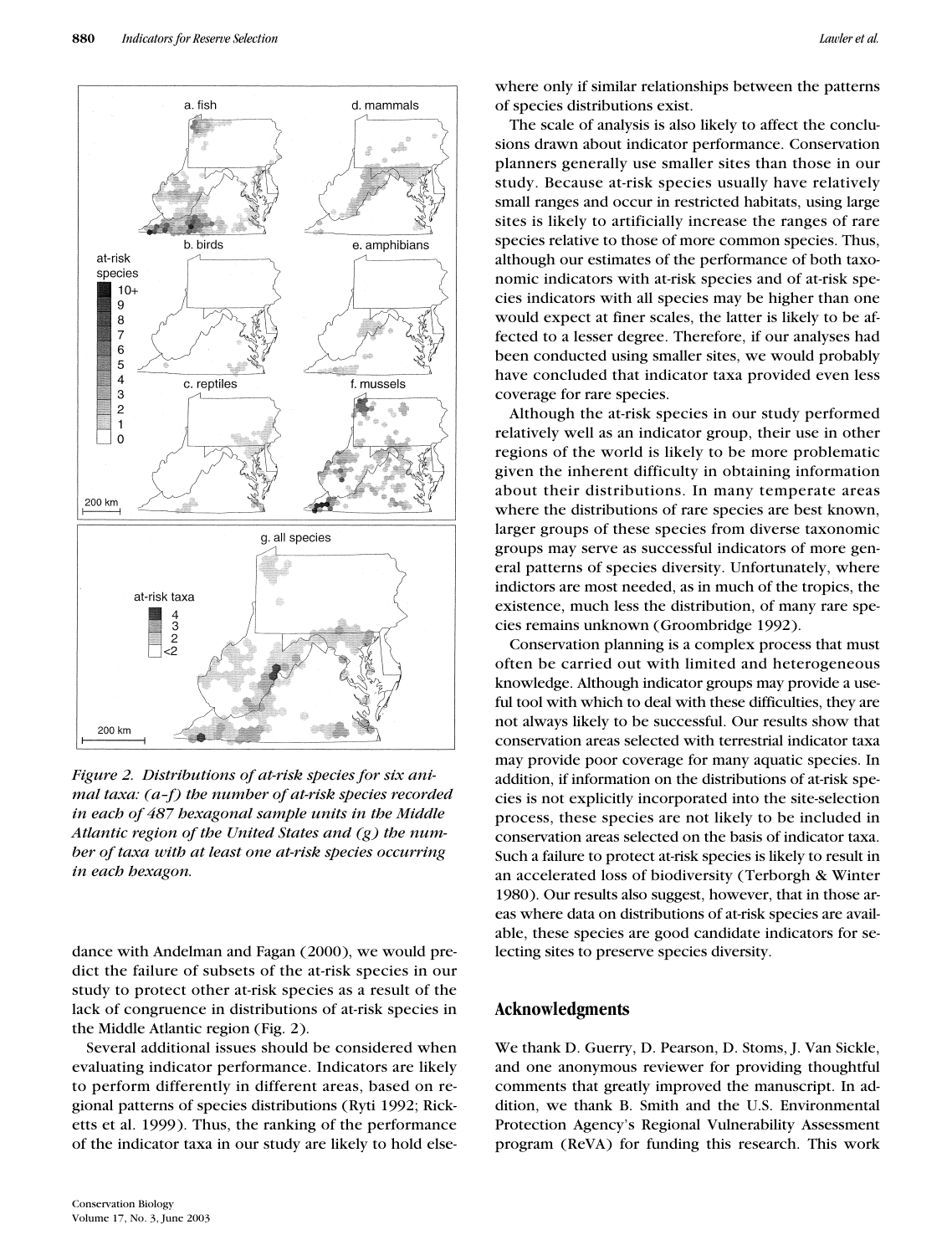*Figure 2. Distributions of at-risk species for six animal taxa: (a–f) the number of at-risk species recorded in each of 487 hexagonal sample units in the Middle Atlantic region of the United States and (g) the number of taxa with at least one at-risk species occurring in each hexagon.*

dance with Andelman and Fagan (2000), we would predict the failure of subsets of the at-risk species in our study to protect other at-risk species as a result of the lack of congruence in distributions of at-risk species in the Middle Atlantic region (Fig. 2).

Several additional issues should be considered when evaluating indicator performance. Indicators are likely to perform differently in different areas, based on regional patterns of species distributions (Ryti 1992; Ricketts et al. 1999). Thus, the ranking of the performance of the indicator taxa in our study are likely to hold elsewhere only if similar relationships between the patterns of species distributions exist.

The scale of analysis is also likely to affect the conclusions drawn about indicator performance. Conservation planners generally use smaller sites than those in our study. Because at-risk species usually have relatively small ranges and occur in restricted habitats, using large sites is likely to artificially increase the ranges of rare species relative to those of more common species. Thus, although our estimates of the performance of both taxonomic indicators with at-risk species and of at-risk species indicators with all species may be higher than one would expect at finer scales, the latter is likely to be affected to a lesser degree. Therefore, if our analyses had been conducted using smaller sites, we would probably have concluded that indicator taxa provided even less coverage for rare species.

Although the at-risk species in our study performed relatively well as an indicator group, their use in other regions of the world is likely to be more problematic given the inherent difficulty in obtaining information about their distributions. In many temperate areas where the distributions of rare species are best known, larger groups of these species from diverse taxonomic groups may serve as successful indicators of more general patterns of species diversity. Unfortunately, where indictors are most needed, as in much of the tropics, the existence, much less the distribution, of many rare species remains unknown (Groombridge 1992).

Conservation planning is a complex process that must often be carried out with limited and heterogeneous knowledge. Although indicator groups may provide a useful tool with which to deal with these difficulties, they are not always likely to be successful. Our results show that conservation areas selected with terrestrial indicator taxa may provide poor coverage for many aquatic species. In addition, if information on the distributions of at-risk species is not explicitly incorporated into the site-selection process, these species are not likely to be included in conservation areas selected on the basis of indicator taxa. Such a failure to protect at-risk species is likely to result in an accelerated loss of biodiversity (Terborgh & Winter 1980). Our results also suggest, however, that in those areas where data on distributions of at-risk species are available, these species are good candidate indicators for selecting sites to preserve species diversity.

## Acknowledgments

We thank D. Guerry, D. Pearson, D. Stoms, J. Van Sickle, and one anonymous reviewer for providing thoughtful comments that greatly improved the manuscript. In addition, we thank B. Smith and the U.S. Environmental Protection Agency's Regional Vulnerability Assessment program (ReVA) for funding this research. This work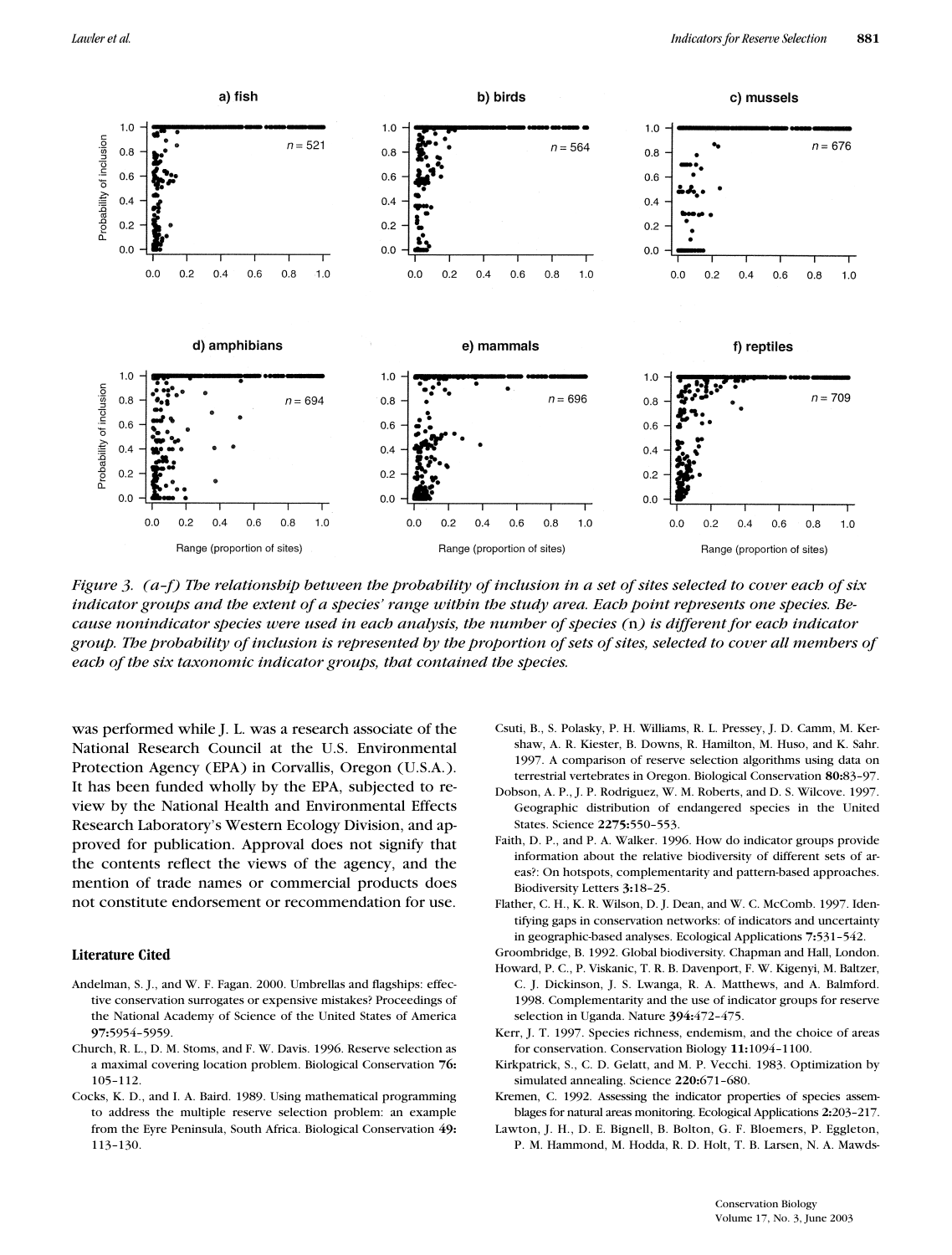*Figure 3. (a–f) The relationship between the probability of inclusion in a set of sites selected to cover each of six indicator groups and the extent of a species' range within the study area. Each point represents one species. Because nonindicator species were used in each analysis, the number of species (n) is different for each indicator group. The probability of inclusion is represented by the proportion of sets of sites, selected to cover all members of each of the six taxonomic indicator groups, that contained the species.*

was performed while J. L. was a research associate of the National Research Council at the U.S. Environmental Protection Agency (EPA) in Corvallis, Oregon (U.S.A.). It has been funded wholly by the EPA, subjected to review by the National Health and Environmental Effects Research Laboratory's Western Ecology Division, and approved for publication. Approval does not signify that the contents reflect the views of the agency, and the mention of trade names or commercial products does not constitute endorsement or recommendation for use.

## Literature Cited

Andelman, S. J., and W. F. Fagan. 2000. Umbrellas and flagships: effective conservation surrogates or expensive mistakes? Proceedings of the National Academy of Science of the United States of America **97:**5954–5959.

Church, R. L., D. M. Stoms, and F. W. Davis. 1996. Reserve selection as a maximal covering location problem. Biological Conservation **76:** 105–112.

Cocks, K. D., and I. A. Baird. 1989. Using mathematical programming to address the multiple reserve selection problem: an example from the Eyre Peninsula, South Africa. Biological Conservation **49:** 113–130.

Csuti, B., S. Polasky, P. H. Williams, R. L. Pressey, J. D. Camm, M. Kershaw, A. R. Kiester, B. Downs, R. Hamilton, M. Huso, and K. Sahr. 1997. A comparison of reserve selection algorithms using data on terrestrial vertebrates in Oregon. Biological Conservation **80:**83–97.

Dobson, A. P., J. P. Rodriguez, W. M. Roberts, and D. S. Wilcove. 1997. Geographic distribution of endangered species in the United States. Science **2275:**550–553.

Faith, D. P., and P. A. Walker. 1996. How do indicator groups provide information about the relative biodiversity of different sets of areas?: On hotspots, complementarity and pattern-based approaches. Biodiversity Letters **3:**18–25.

Flather, C. H., K. R. Wilson, D. J. Dean, and W. C. McComb. 1997. Identifying gaps in conservation networks: of indicators and uncertainty in geographic-based analyses. Ecological Applications **7:**531–542.

Groombridge, B. 1992. Global biodiversity. Chapman and Hall, London.

Howard, P. C., P. Viskanic, T. R. B. Davenport, F. W. Kigenyi, M. Baltzer, C. J. Dickinson, J. S. Lwanga, R. A. Matthews, and A. Balmford. 1998. Complementarity and the use of indicator groups for reserve selection in Uganda. Nature **394:**472–475.

Kerr, J. T. 1997. Species richness, endemism, and the choice of areas for conservation. Conservation Biology **11:**1094–1100.

Kirkpatrick, S., C. D. Gelatt, and M. P. Vecchi. 1983. Optimization by simulated annealing. Science **220:**671–680.

Kremen, C. 1992. Assessing the indicator properties of species assemblages for natural areas monitoring. Ecological Applications **2:**203–217.

Lawton, J. H., D. E. Bignell, B. Bolton, G. F. Bloemers, P. Eggleton, P. M. Hammond, M. Hodda, R. D. Holt, T. B. Larsen, N. A. Mawds-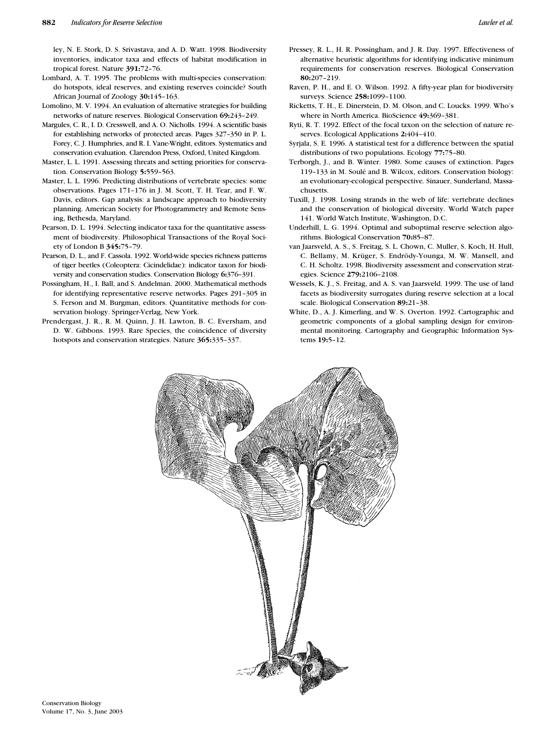ley, N. E. Stork, D. S. Srivastava, and A. D. Watt. 1998. Biodiversity inventories, indicator taxa and effects of habitat modification in tropical forest. Nature **391:**72–76.

Lombard, A. T. 1995. The problems with multi-species conservation: do hotspots, ideal reserves, and existing reserves coincide? South African Journal of Zoology **30:**145–163.

Lomolino, M. V. 1994. An evaluation of alternative strategies for building networks of nature reserves. Biological Conservation **69:**243–249.

Margules, C. R., I. D. Cresswell, and A. O. Nicholls. 1994. A scientific basis for establishing networks of protected areas. Pages 327–350 in P. L. Forey, C. J. Humphries, and R. I. Vane-Wright, editors. Systematics and conservation evaluation. Clarendon Press, Oxford, United Kingdom.

Master, L. L. 1991. Assessing threats and setting priorities for conservation. Conservation Biology **5:**559–563.

Master, L. L. 1996. Predicting distributions of vertebrate species: some observations. Pages 171–176 in J. M. Scott, T. H. Tear, and F. W. Davis, editors. Gap analysis: a landscape approach to biodiversity planning. American Society for Photogrammetry and Remote Sensing, Bethesda, Maryland.

Pearson, D. L. 1994. Selecting indicator taxa for the quantitative assessment of biodiversity. Philosophical Transactions of the Royal Society of London B **345:**75–79.

Pearson, D. L., and F. Cassola. 1992. World-wide species richness patterns of tiger beetles (Coleoptera: Cicindelidae): indicator taxon for biodiversity and conservation studies. Conservation Biology **6:**376–391.

Possingham, H., I. Ball, and S. Andelman. 2000. Mathematical methods for identifying representative reserve networks. Pages 291–305 in S. Ferson and M. Burgman, editors. Quantitative methods for conservation biology. Springer-Verlag, New York.

Prendergast, J. R., R. M. Quinn, J. H. Lawton, B. C. Eversham, and D. W. Gibbons. 1993. Rare Species, the coincidence of diversity hotspots and conservation strategies. Nature **365:**335–337.

Pressey, R. L., H. R. Possingham, and J. R. Day. 1997. Effectiveness of alternative heuristic algorithms for identifying indicative minimum requirements for conservation reserves. Biological Conservation **80:**207–219.

Raven, P. H., and E. O. Wilson. 1992. A fifty-year plan for biodiversity surveys. Science **258:**1099–1100.

Ricketts, T. H., E. Dinerstein, D. M. Olson, and C. Loucks. 1999. Who's where in North America. BioScience **49:**369–381.

Ryti, R. T. 1992. Effect of the focal taxon on the selection of nature reserves. Ecological Applications **2:**404–410.

Syrjala, S. E. 1996. A statistical test for a difference between the spatial distributions of two populations. Ecology **77:**75–80.

Terborgh, J., and B. Winter. 1980. Some causes of extinction. Pages 119–133 in M. Soulé and B. Wilcox, editors. Conservation biology: an evolutionary-ecological perspective. Sinauer, Sunderland, Massachusetts.

Tuxill, J. 1998. Losing strands in the web of life: vertebrate declines and the conservation of biological diversity. World Watch paper 141. World Watch Institute, Washington, D.C.

Underhill, L. G. 1994. Optimal and suboptimal reserve selection algorithms. Biological Conservation **70:**85–87.

van Jaarsveld, A. S., S. Freitag, S. L. Chown, C. Muller, S. Koch, H. Hull, C. Bellamy, M. Krüger, S. Endrödy-Younga, M. W. Mansell, and C. H. Scholtz. 1998. Biodiversity assessment and conservation strategies. Science **279:**2106–2108.

Wessels, K. J., S. Freitag, and A. S. van Jaarsveld. 1999. The use of land facets as biodiversity surrogates during reserve selection at a local scale. Biological Conservation **89:**21–38.

White, D., A. J. Kimerling, and W. S. Overton. 1992. Cartographic and geometric components of a global sampling design for environmental monitoring. Cartography and Geographic Information Systems **19:**5–12.